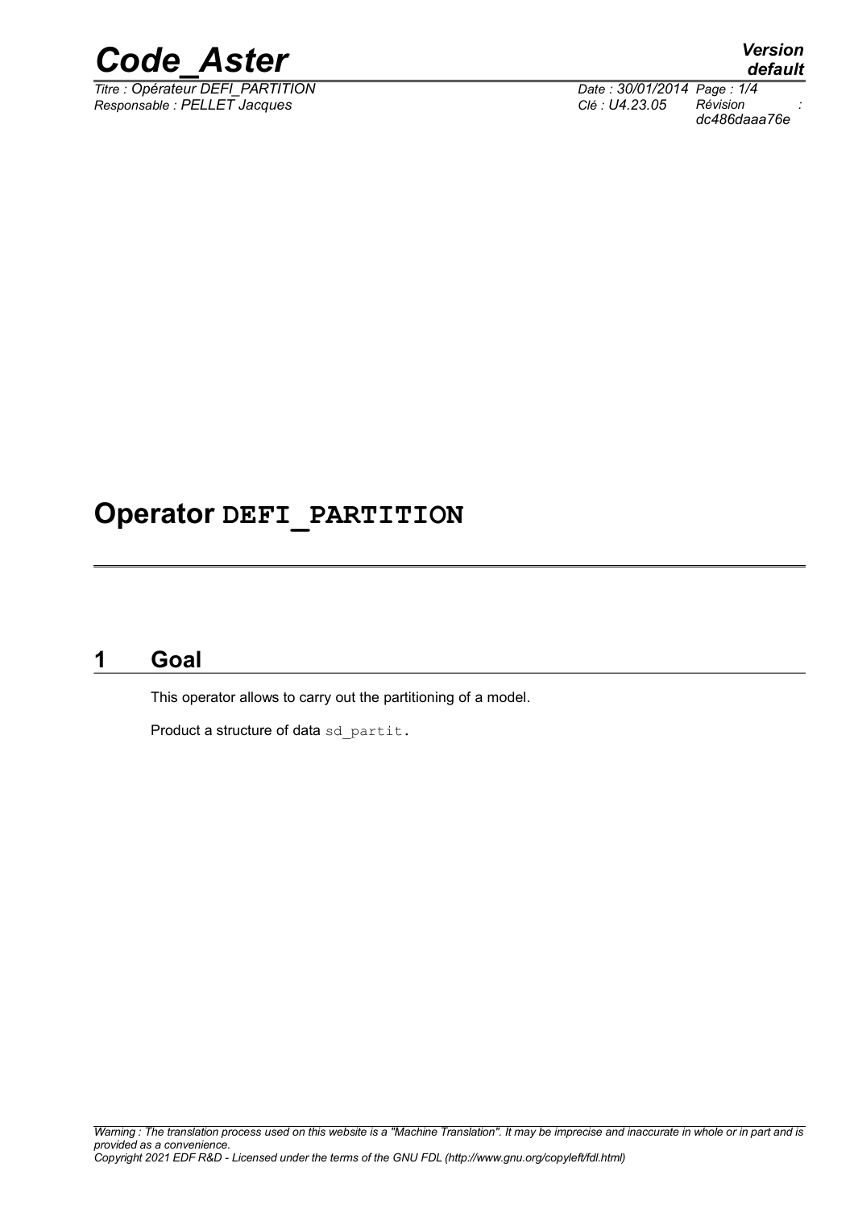# Operator DEFI_PARTITION

## 1 Goal

This operator allows to carry out the partitioning of a model.

Product a structure of data sd_partit.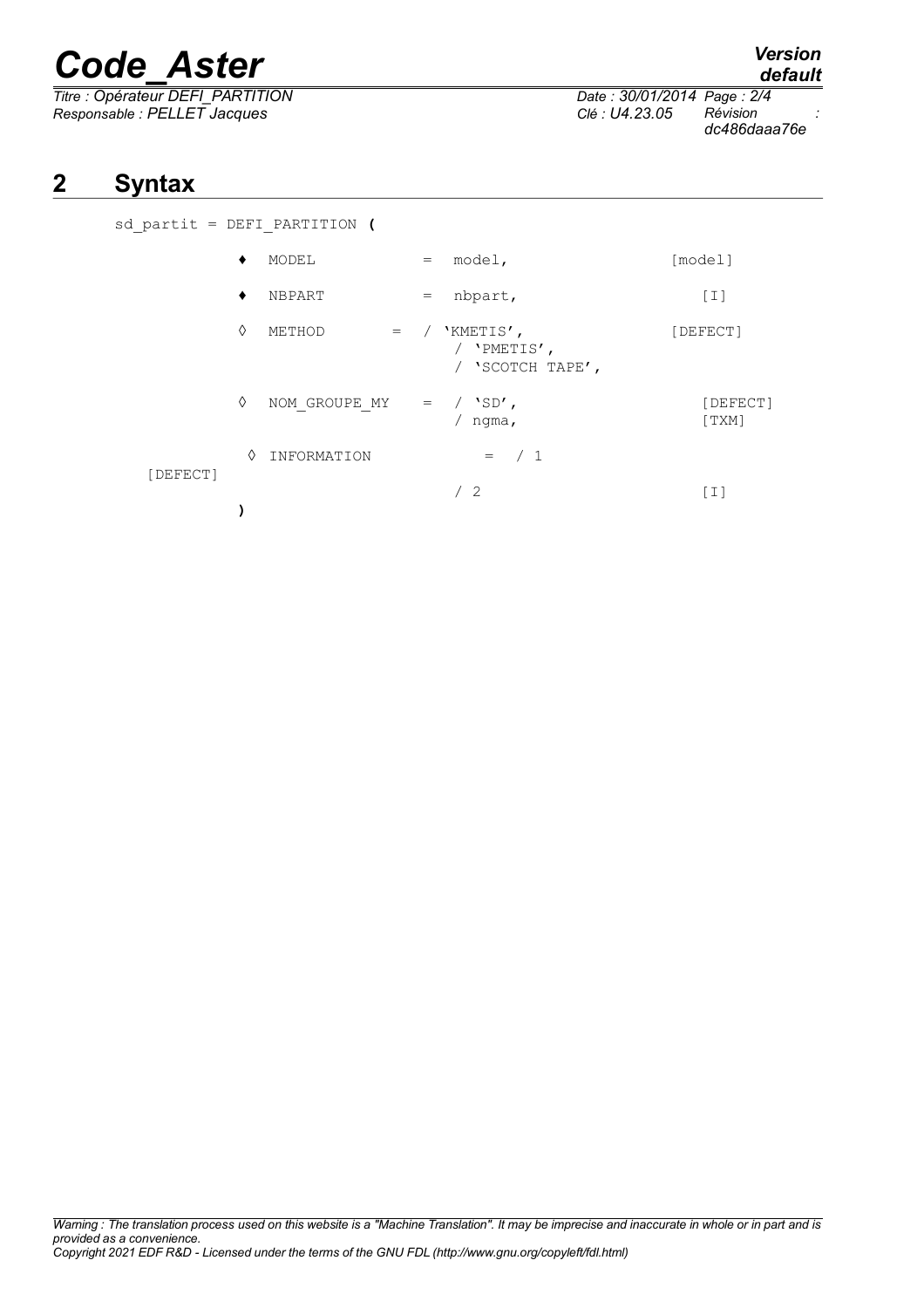## 2 Syntax

```
sd_partit = DEFI_PARTITION (

        ♦  MODEL           =  model,                  [model]

        ♦  NBPART          =  nbpart,                    [I]

        ◊  METHOD       =  / 'KMETIS',                [DEFECT]
                              / 'PMETIS',
                              / 'SCOTCH TAPE',

        ◊  NOM_GROUPE_MY   =  / 'SD',                   [DEFECT]
                              / ngma,                     [TXM]

         ◊  INFORMATION           =  / 1
[DEFECT]
                                 / 2                         [I]
        )
```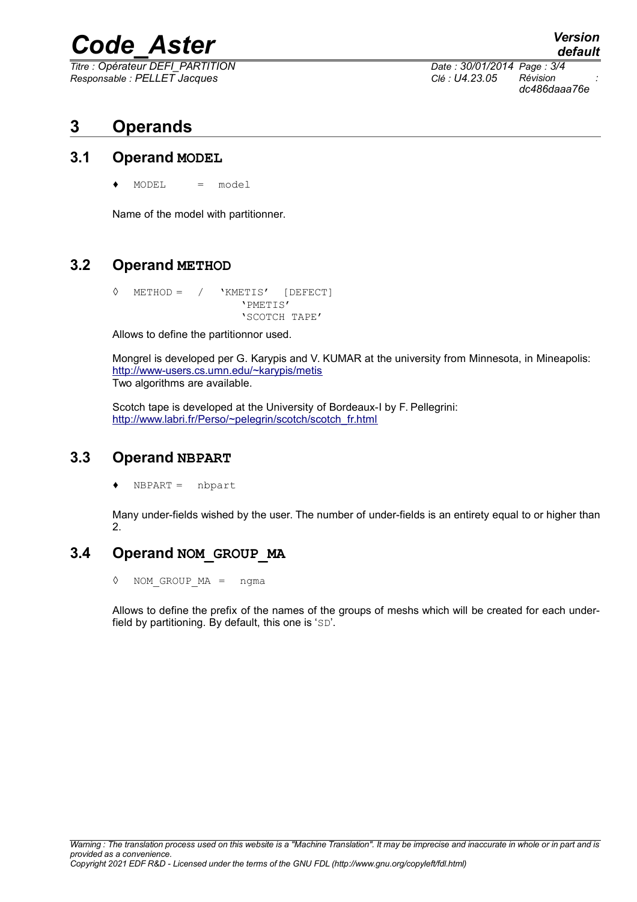# 3 Operands

## 3.1 Operand MODEL

```
♦  MODEL    =  model
```

Name of the model with partitionner.

## 3.2 Operand METHOD

```
◊  METHOD =  /   'KMETIS'  [DEFECT]
                  'PMETIS'
                  'SCOTCH TAPE'
```

Allows to define the partitionnor used.

Mongrel is developed per G. Karypis and V. KUMAR at the university from Minnesota, in Mineapolis: http://www-users.cs.umn.edu/~karypis/metis
Two algorithms are available.

Scotch tape is developed at the University of Bordeaux-I by F. Pellegrini: http://www.labri.fr/Perso/~pelegrin/scotch/scotch_fr.html

## 3.3 Operand NBPART

```
♦  NBPART =  nbpart
```

Many under-fields wished by the user. The number of under-fields is an entirety equal to or higher than 2.

## 3.4 Operand NOM_GROUP_MA

```
◊  NOM_GROUP_MA =  ngma
```

Allows to define the prefix of the names of the groups of meshs which will be created for each under-field by partitioning. By default, this one is 'SD'.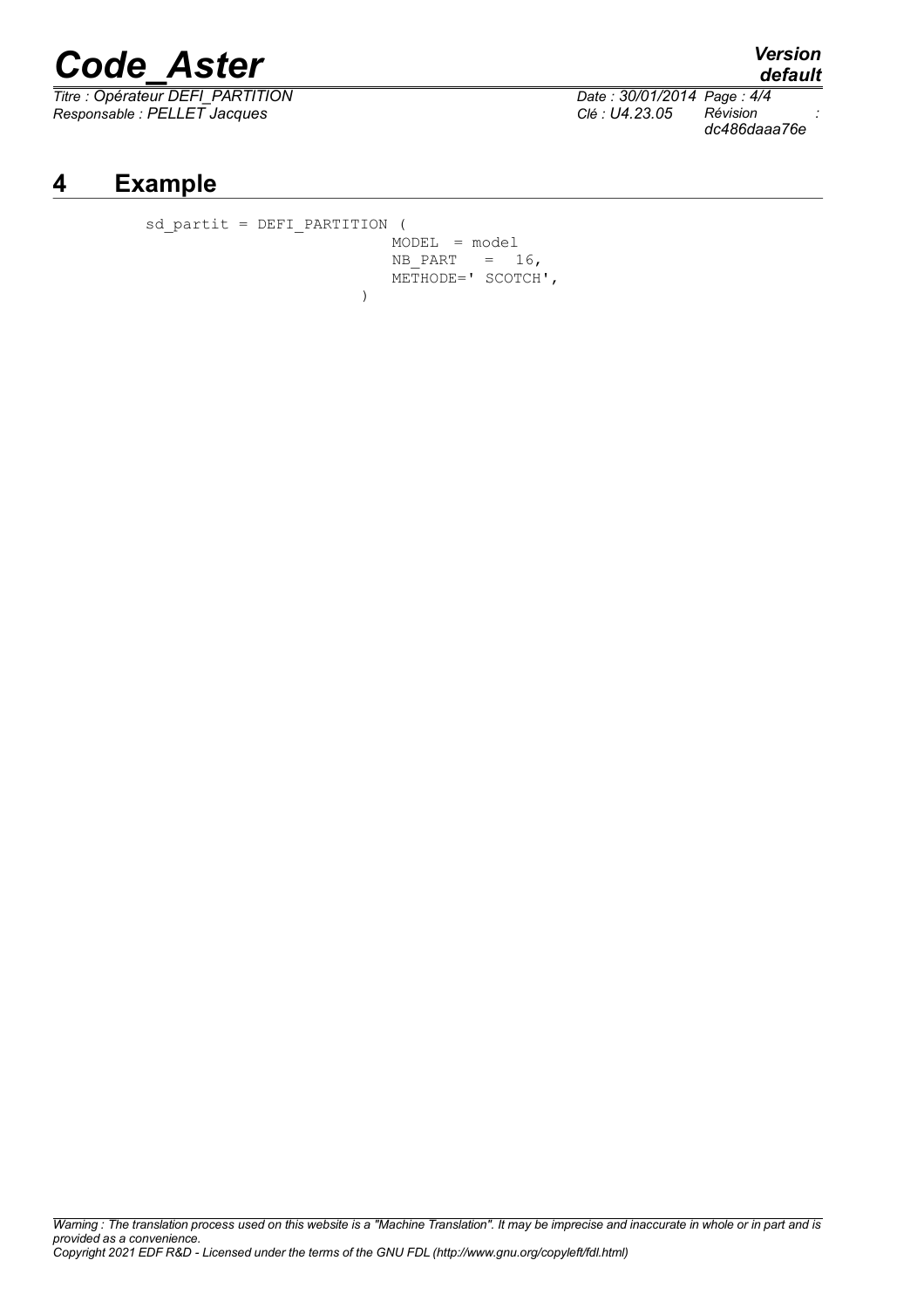# 4 Example

```
sd_partit = DEFI_PARTITION (
                             MODEL  = model
                             NB_PART   =  16,
                             METHODE=' SCOTCH',
                           )
```

*Warning : The translation process used on this website is a "Machine Translation". It may be imprecise and inaccurate in whole or in part and is provided as a convenience.*
*Copyright 2021 EDF R&D - Licensed under the terms of the GNU FDL (http://www.gnu.org/copyleft/fdl.html)*